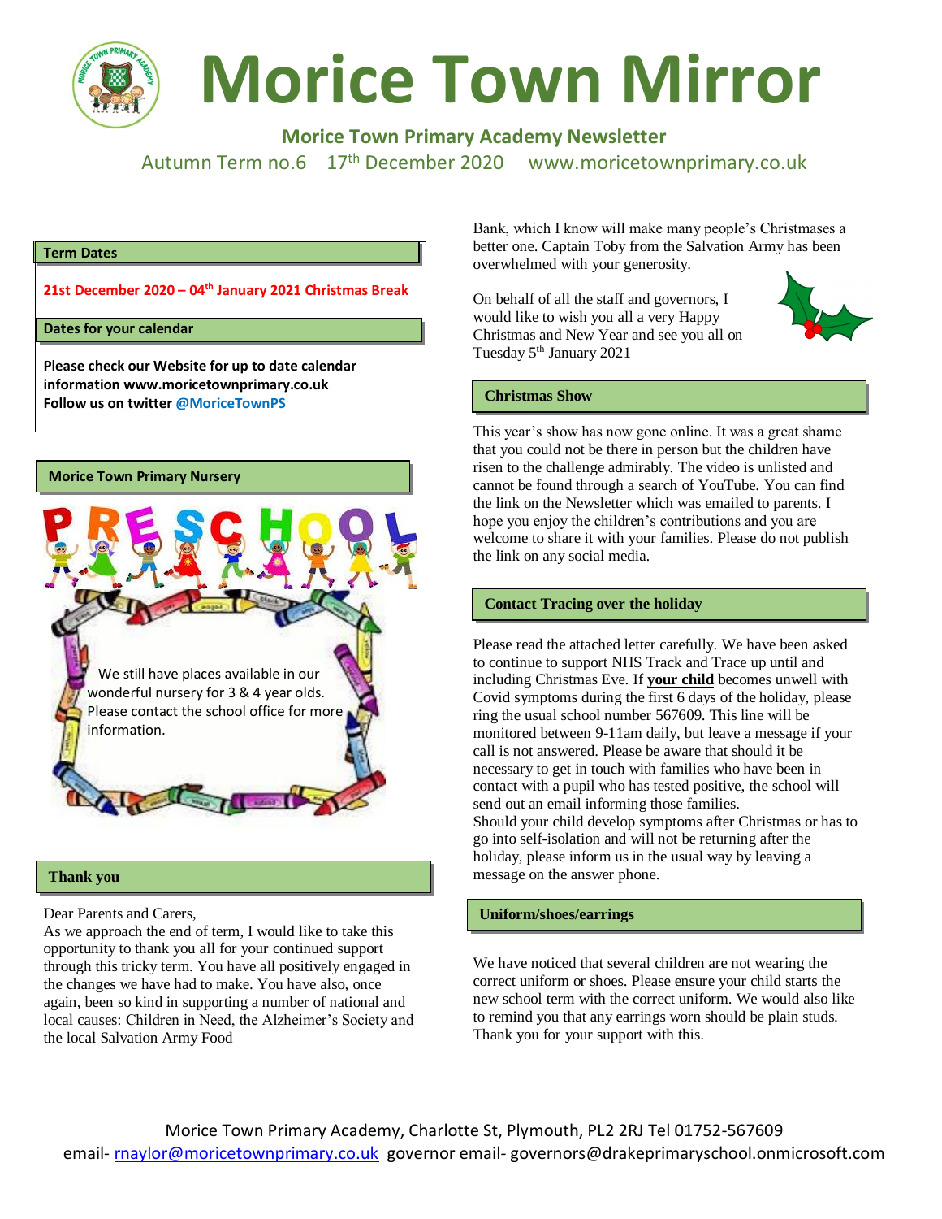# Morice Town Mirror

**Morice Town Primary Academy Newsletter**

Autumn Term no.6 17th December 2020 www.moricetownprimary.co.uk

## Term Dates

**21st December 2020 – 04th January 2021 Christmas Break**

## Dates for your calendar

**Please check our Website for up to date calendar information www.moricetownprimary.co.uk**
**Follow us on twitter @MoriceTownPS**

## Morice Town Primary Nursery

PRESCHOOL

We still have places available in our wonderful nursery for 3 & 4 year olds. Please contact the school office for more information.

## Thank you

Dear Parents and Carers,
As we approach the end of term, I would like to take this opportunity to thank you all for your continued support through this tricky term. You have all positively engaged in the changes we have had to make. You have also, once again, been so kind in supporting a number of national and local causes: Children in Need, the Alzheimer's Society and the local Salvation Army Food Bank, which I know will make many people's Christmases a better one. Captain Toby from the Salvation Army has been overwhelmed with your generosity.

On behalf of all the staff and governors, I would like to wish you all a very Happy Christmas and New Year and see you all on Tuesday 5th January 2021

## Christmas Show

This year's show has now gone online. It was a great shame that you could not be there in person but the children have risen to the challenge admirably. The video is unlisted and cannot be found through a search of YouTube. You can find the link on the Newsletter which was emailed to parents. I hope you enjoy the children's contributions and you are welcome to share it with your families. Please do not publish the link on any social media.

## Contact Tracing over the holiday

Please read the attached letter carefully. We have been asked to continue to support NHS Track and Trace up until and including Christmas Eve. If **your child** becomes unwell with Covid symptoms during the first 6 days of the holiday, please ring the usual school number 567609. This line will be monitored between 9-11am daily, but leave a message if your call is not answered. Please be aware that should it be necessary to get in touch with families who have been in contact with a pupil who has tested positive, the school will send out an email informing those families.
Should your child develop symptoms after Christmas or has to go into self-isolation and will not be returning after the holiday, please inform us in the usual way by leaving a message on the answer phone.

## Uniform/shoes/earrings

We have noticed that several children are not wearing the correct uniform or shoes. Please ensure your child starts the new school term with the correct uniform. We would also like to remind you that any earrings worn should be plain studs. Thank you for your support with this.

Morice Town Primary Academy, Charlotte St, Plymouth, PL2 2RJ Tel 01752-567609
email- rnaylor@moricetownprimary.co.uk governor email- governors@drakeprimaryschool.onmicrosoft.com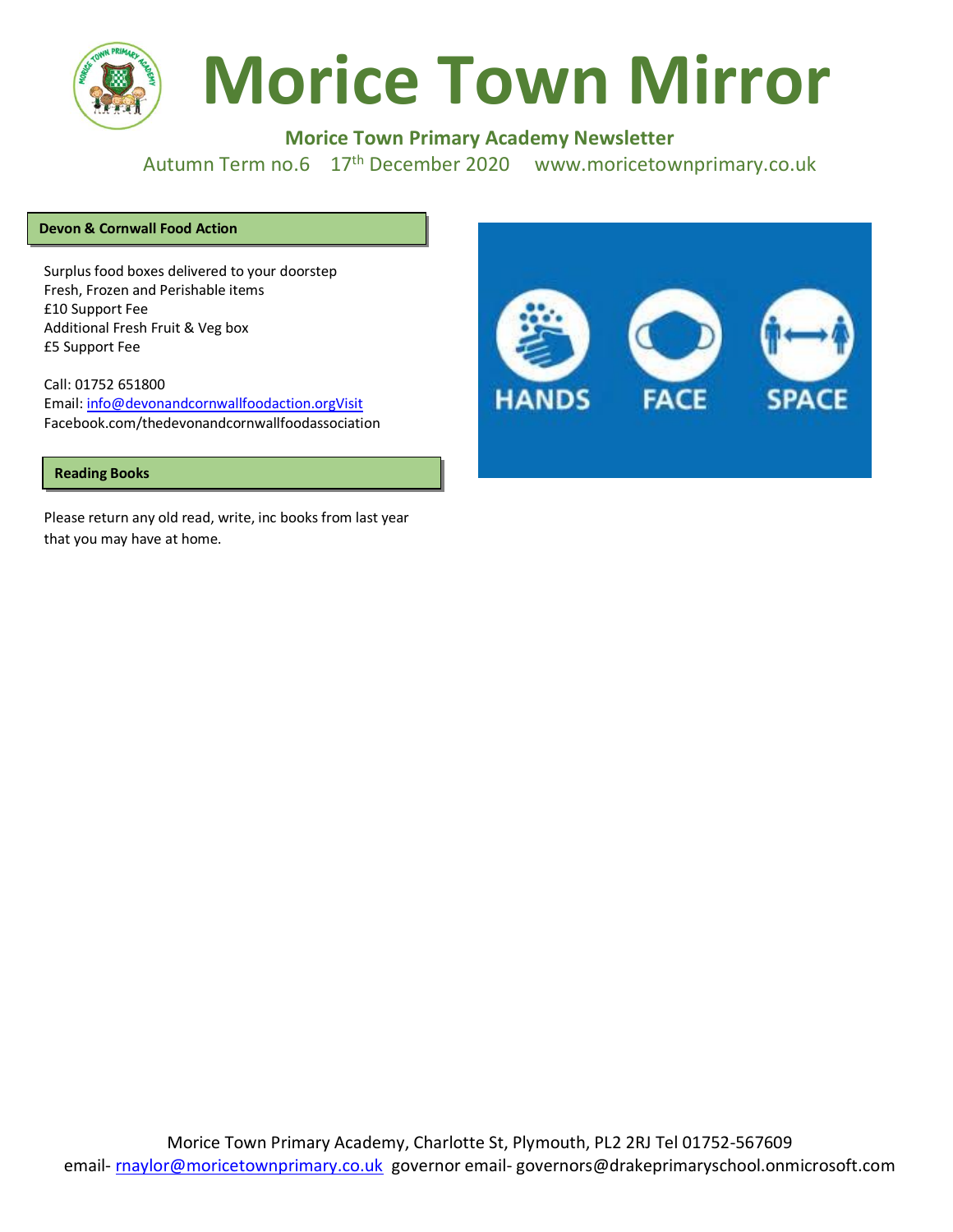# Morice Town Mirror

**Morice Town Primary Academy Newsletter**

Autumn Term no.6 17th December 2020 www.moricetownprimary.co.uk

## Devon & Cornwall Food Action

Surplus food boxes delivered to your doorstep
Fresh, Frozen and Perishable items
£10 Support Fee
Additional Fresh Fruit & Veg box
£5 Support Fee

Call: 01752 651800
Email: info@devonandcornwallfoodaction.orgVisit
Facebook.com/thedevonandcornwallfoodassociation

## Reading Books

Please return any old read, write, inc books from last year that you may have at home.

HANDS FACE SPACE

Morice Town Primary Academy, Charlotte St, Plymouth, PL2 2RJ Tel 01752-567609
email- rnaylor@moricetownprimary.co.uk governor email- governors@drakeprimaryschool.onmicrosoft.com